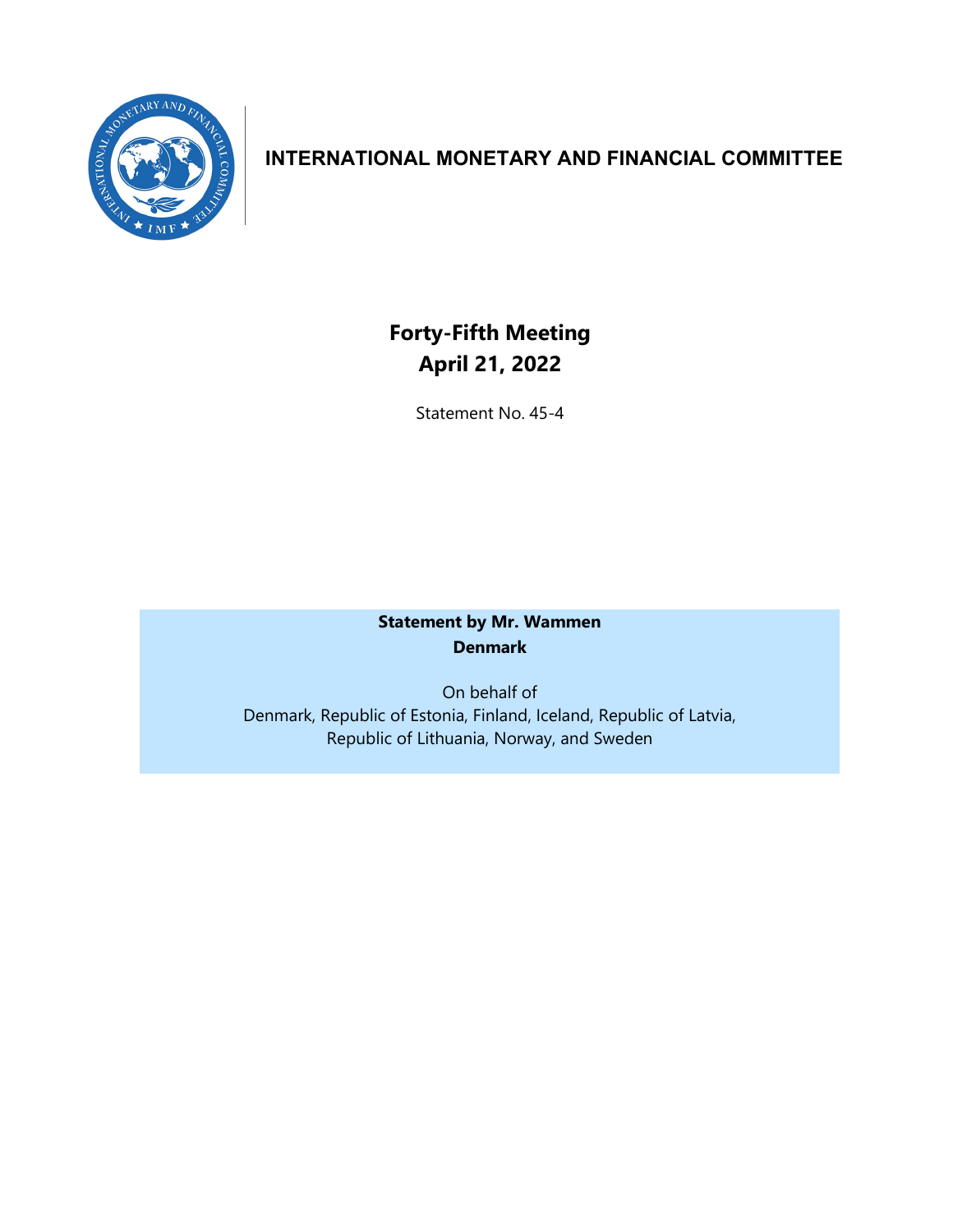# INTERNATIONAL MONETARY AND FINANCIAL COMMITTEE

## Forty-Fifth Meeting
## April 21, 2022

Statement No. 45-4

**Statement by Mr. Wammen**
**Denmark**

On behalf of
Denmark, Republic of Estonia, Finland, Iceland, Republic of Latvia, Republic of Lithuania, Norway, and Sweden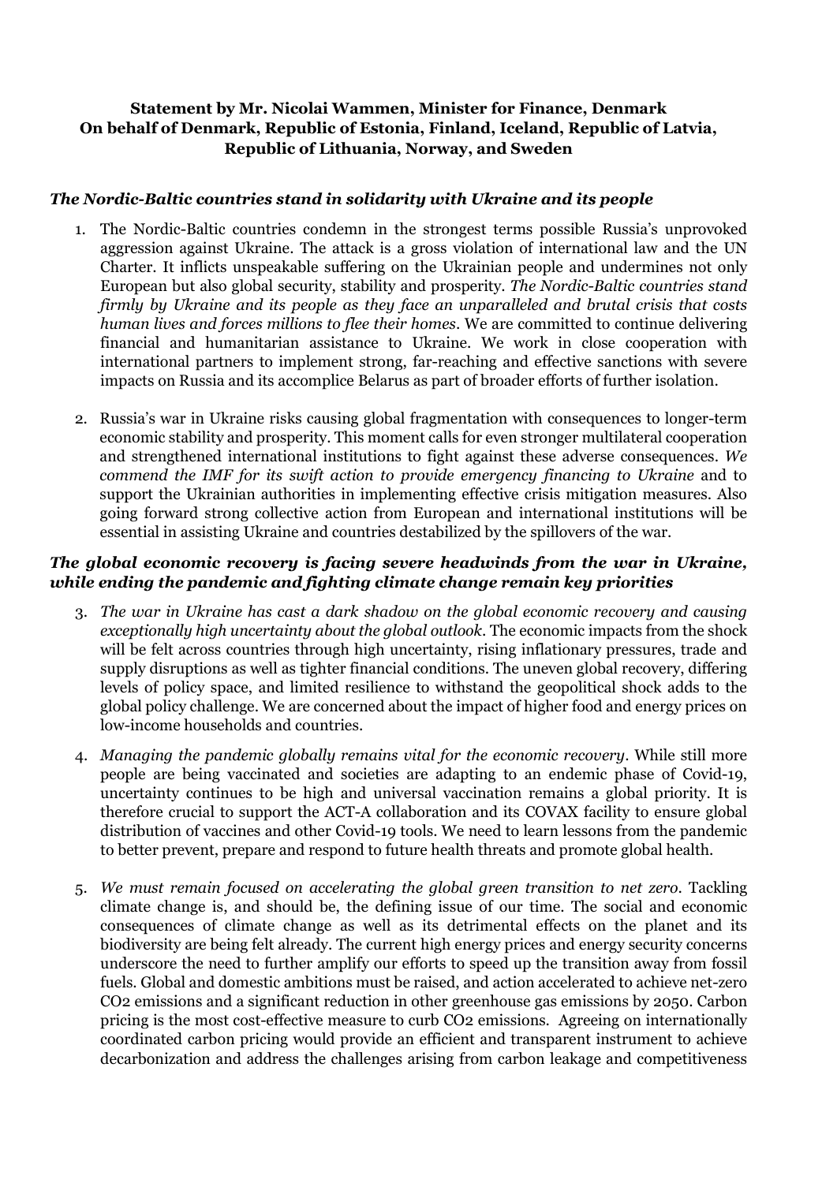**Statement by Mr. Nicolai Wammen, Minister for Finance, Denmark**
**On behalf of Denmark, Republic of Estonia, Finland, Iceland, Republic of Latvia, Republic of Lithuania, Norway, and Sweden**

### *The Nordic-Baltic countries stand in solidarity with Ukraine and its people*

1. The Nordic-Baltic countries condemn in the strongest terms possible Russia's unprovoked aggression against Ukraine. The attack is a gross violation of international law and the UN Charter. It inflicts unspeakable suffering on the Ukrainian people and undermines not only European but also global security, stability and prosperity. *The Nordic-Baltic countries stand firmly by Ukraine and its people as they face an unparalleled and brutal crisis that costs human lives and forces millions to flee their homes*. We are committed to continue delivering financial and humanitarian assistance to Ukraine. We work in close cooperation with international partners to implement strong, far-reaching and effective sanctions with severe impacts on Russia and its accomplice Belarus as part of broader efforts of further isolation.

2. Russia's war in Ukraine risks causing global fragmentation with consequences to longer-term economic stability and prosperity. This moment calls for even stronger multilateral cooperation and strengthened international institutions to fight against these adverse consequences. *We commend the IMF for its swift action to provide emergency financing to Ukraine* and to support the Ukrainian authorities in implementing effective crisis mitigation measures. Also going forward strong collective action from European and international institutions will be essential in assisting Ukraine and countries destabilized by the spillovers of the war.

### *The global economic recovery is facing severe headwinds from the war in Ukraine, while ending the pandemic and fighting climate change remain key priorities*

3. *The war in Ukraine has cast a dark shadow on the global economic recovery and causing exceptionally high uncertainty about the global outlook*. The economic impacts from the shock will be felt across countries through high uncertainty, rising inflationary pressures, trade and supply disruptions as well as tighter financial conditions. The uneven global recovery, differing levels of policy space, and limited resilience to withstand the geopolitical shock adds to the global policy challenge. We are concerned about the impact of higher food and energy prices on low-income households and countries.

4. *Managing the pandemic globally remains vital for the economic recovery*. While still more people are being vaccinated and societies are adapting to an endemic phase of Covid-19, uncertainty continues to be high and universal vaccination remains a global priority. It is therefore crucial to support the ACT-A collaboration and its COVAX facility to ensure global distribution of vaccines and other Covid-19 tools. We need to learn lessons from the pandemic to better prevent, prepare and respond to future health threats and promote global health.

5. *We must remain focused on accelerating the global green transition to net zero*. Tackling climate change is, and should be, the defining issue of our time. The social and economic consequences of climate change as well as its detrimental effects on the planet and its biodiversity are being felt already. The current high energy prices and energy security concerns underscore the need to further amplify our efforts to speed up the transition away from fossil fuels. Global and domestic ambitions must be raised, and action accelerated to achieve net-zero $CO_2$ emissions and a significant reduction in other greenhouse gas emissions by 2050. Carbon pricing is the most cost-effective measure to curb $CO_2$ emissions. Agreeing on internationally coordinated carbon pricing would provide an efficient and transparent instrument to achieve decarbonization and address the challenges arising from carbon leakage and competitiveness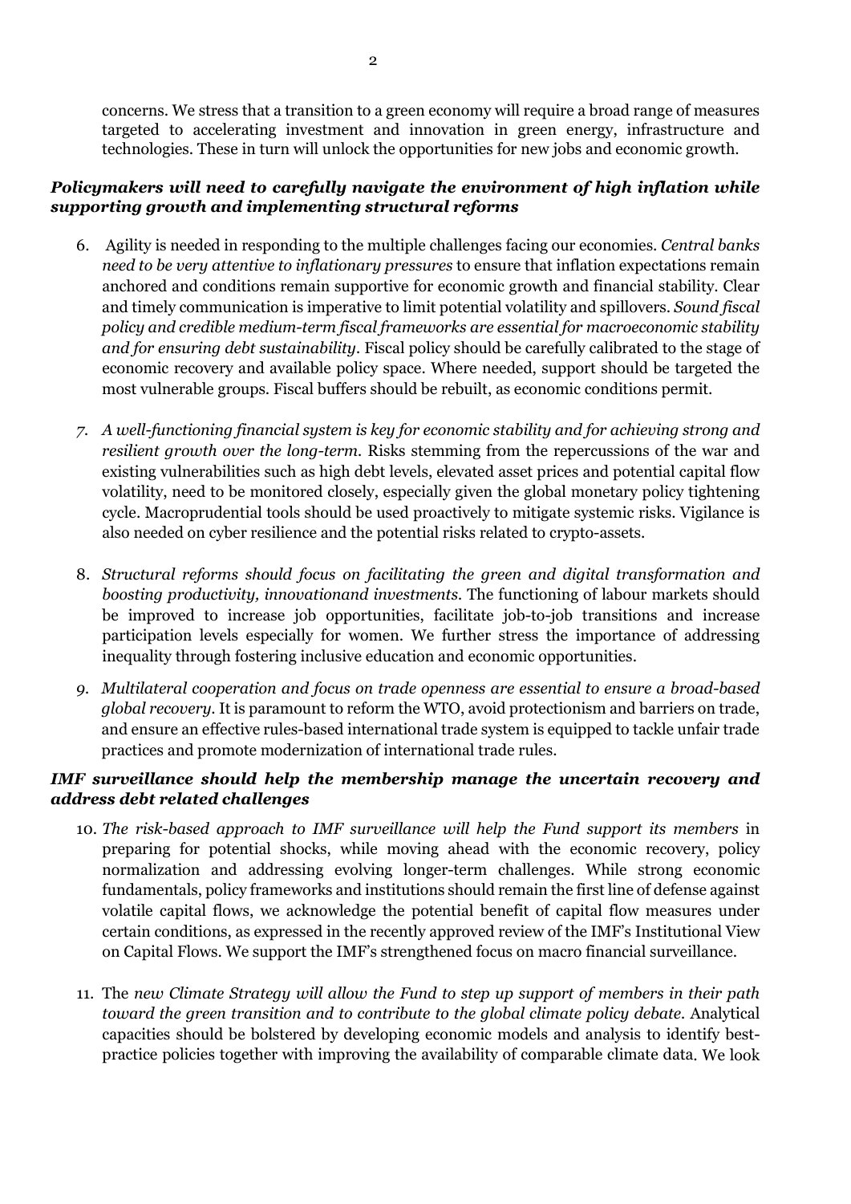concerns. We stress that a transition to a green economy will require a broad range of measures targeted to accelerating investment and innovation in green energy, infrastructure and technologies. These in turn will unlock the opportunities for new jobs and economic growth.

### *Policymakers will need to carefully navigate the environment of high inflation while supporting growth and implementing structural reforms*

6. Agility is needed in responding to the multiple challenges facing our economies. *Central banks need to be very attentive to inflationary pressures* to ensure that inflation expectations remain anchored and conditions remain supportive for economic growth and financial stability. Clear and timely communication is imperative to limit potential volatility and spillovers. *Sound fiscal policy and credible medium-term fiscal frameworks are essential for macroeconomic stability and for ensuring debt sustainability.* Fiscal policy should be carefully calibrated to the stage of economic recovery and available policy space. Where needed, support should be targeted the most vulnerable groups. Fiscal buffers should be rebuilt, as economic conditions permit.

7. *A well-functioning financial system is key for economic stability and for achieving strong and resilient growth over the long-term.* Risks stemming from the repercussions of the war and existing vulnerabilities such as high debt levels, elevated asset prices and potential capital flow volatility, need to be monitored closely, especially given the global monetary policy tightening cycle. Macroprudential tools should be used proactively to mitigate systemic risks. Vigilance is also needed on cyber resilience and the potential risks related to crypto-assets.

8. *Structural reforms should focus on facilitating the green and digital transformation and boosting productivity, innovationand investments.* The functioning of labour markets should be improved to increase job opportunities, facilitate job-to-job transitions and increase participation levels especially for women. We further stress the importance of addressing inequality through fostering inclusive education and economic opportunities.

9. *Multilateral cooperation and focus on trade openness are essential to ensure a broad-based global recovery.* It is paramount to reform the WTO, avoid protectionism and barriers on trade, and ensure an effective rules-based international trade system is equipped to tackle unfair trade practices and promote modernization of international trade rules.

### *IMF surveillance should help the membership manage the uncertain recovery and address debt related challenges*

10. *The risk-based approach to IMF surveillance will help the Fund support its members* in preparing for potential shocks, while moving ahead with the economic recovery, policy normalization and addressing evolving longer-term challenges. While strong economic fundamentals, policy frameworks and institutions should remain the first line of defense against volatile capital flows, we acknowledge the potential benefit of capital flow measures under certain conditions, as expressed in the recently approved review of the IMF's Institutional View on Capital Flows. We support the IMF's strengthened focus on macro financial surveillance.

11. The *new Climate Strategy will allow the Fund to step up support of members in their path toward the green transition and to contribute to the global climate policy debate.* Analytical capacities should be bolstered by developing economic models and analysis to identify best-practice policies together with improving the availability of comparable climate data. We look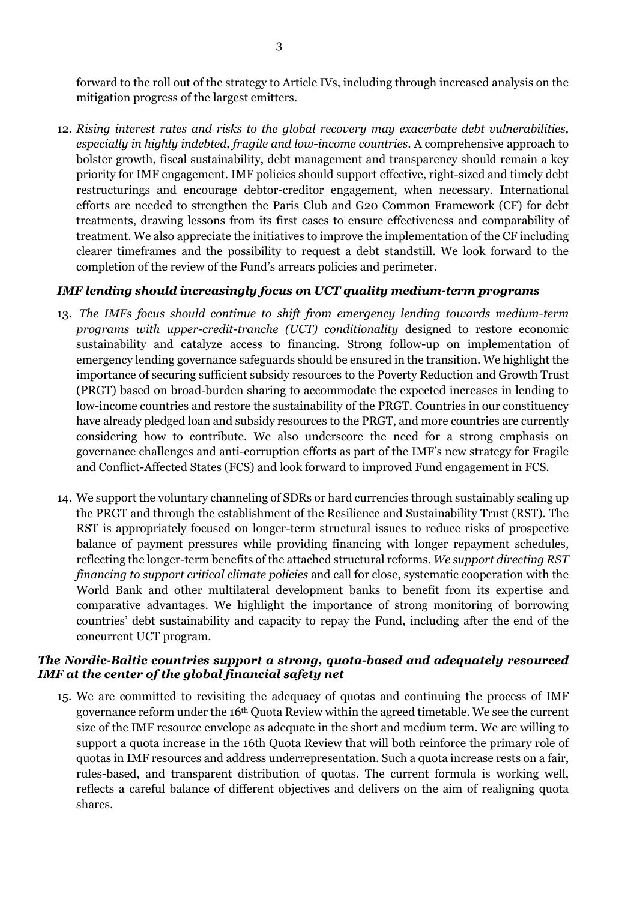forward to the roll out of the strategy to Article IVs, including through increased analysis on the mitigation progress of the largest emitters.

12. *Rising interest rates and risks to the global recovery may exacerbate debt vulnerabilities, especially in highly indebted, fragile and low-income countries*. A comprehensive approach to bolster growth, fiscal sustainability, debt management and transparency should remain a key priority for IMF engagement. IMF policies should support effective, right-sized and timely debt restructurings and encourage debtor-creditor engagement, when necessary. International efforts are needed to strengthen the Paris Club and G20 Common Framework (CF) for debt treatments, drawing lessons from its first cases to ensure effectiveness and comparability of treatment. We also appreciate the initiatives to improve the implementation of the CF including clearer timeframes and the possibility to request a debt standstill. We look forward to the completion of the review of the Fund's arrears policies and perimeter.

### *IMF lending should increasingly focus on UCT quality medium-term programs*

13. *The IMFs focus should continue to shift from emergency lending towards medium-term programs with upper-credit-tranche (UCT) conditionality* designed to restore economic sustainability and catalyze access to financing. Strong follow-up on implementation of emergency lending governance safeguards should be ensured in the transition. We highlight the importance of securing sufficient subsidy resources to the Poverty Reduction and Growth Trust (PRGT) based on broad-burden sharing to accommodate the expected increases in lending to low-income countries and restore the sustainability of the PRGT. Countries in our constituency have already pledged loan and subsidy resources to the PRGT, and more countries are currently considering how to contribute. We also underscore the need for a strong emphasis on governance challenges and anti-corruption efforts as part of the IMF's new strategy for Fragile and Conflict-Affected States (FCS) and look forward to improved Fund engagement in FCS.

14. We support the voluntary channeling of SDRs or hard currencies through sustainably scaling up the PRGT and through the establishment of the Resilience and Sustainability Trust (RST). The RST is appropriately focused on longer-term structural issues to reduce risks of prospective balance of payment pressures while providing financing with longer repayment schedules, reflecting the longer-term benefits of the attached structural reforms. *We support directing RST financing to support critical climate policies* and call for close, systematic cooperation with the World Bank and other multilateral development banks to benefit from its expertise and comparative advantages. We highlight the importance of strong monitoring of borrowing countries' debt sustainability and capacity to repay the Fund, including after the end of the concurrent UCT program.

### *The Nordic-Baltic countries support a strong, quota-based and adequately resourced IMF at the center of the global financial safety net*

15. We are committed to revisiting the adequacy of quotas and continuing the process of IMF governance reform under the 16th Quota Review within the agreed timetable. We see the current size of the IMF resource envelope as adequate in the short and medium term. We are willing to support a quota increase in the 16th Quota Review that will both reinforce the primary role of quotas in IMF resources and address underrepresentation. Such a quota increase rests on a fair, rules-based, and transparent distribution of quotas. The current formula is working well, reflects a careful balance of different objectives and delivers on the aim of realigning quota shares.